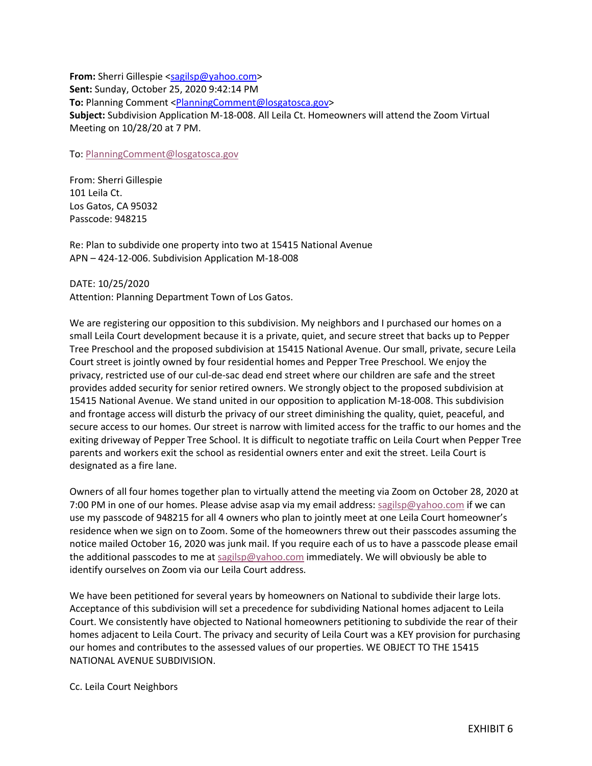**From:** Sherri Gillespie <sagilsp@yahoo.com>
**Sent:** Sunday, October 25, 2020 9:42:14 PM
**To:** Planning Comment <PlanningComment@losgatosca.gov>
**Subject:** Subdivision Application M-18-008. All Leila Ct. Homeowners will attend the Zoom Virtual Meeting on 10/28/20 at 7 PM.

To: PlanningComment@losgatosca.gov

From: Sherri Gillespie
101 Leila Ct.
Los Gatos, CA 95032
Passcode: 948215

Re: Plan to subdivide one property into two at 15415 National Avenue
APN – 424-12-006. Subdivision Application M-18-008

DATE: 10/25/2020
Attention: Planning Department Town of Los Gatos.

We are registering our opposition to this subdivision. My neighbors and I purchased our homes on a small Leila Court development because it is a private, quiet, and secure street that backs up to Pepper Tree Preschool and the proposed subdivision at 15415 National Avenue. Our small, private, secure Leila Court street is jointly owned by four residential homes and Pepper Tree Preschool. We enjoy the privacy, restricted use of our cul-de-sac dead end street where our children are safe and the street provides added security for senior retired owners. We strongly object to the proposed subdivision at 15415 National Avenue. We stand united in our opposition to application M-18-008. This subdivision and frontage access will disturb the privacy of our street diminishing the quality, quiet, peaceful, and secure access to our homes. Our street is narrow with limited access for the traffic to our homes and the exiting driveway of Pepper Tree School. It is difficult to negotiate traffic on Leila Court when Pepper Tree parents and workers exit the school as residential owners enter and exit the street. Leila Court is designated as a fire lane.

Owners of all four homes together plan to virtually attend the meeting via Zoom on October 28, 2020 at 7:00 PM in one of our homes. Please advise asap via my email address: sagilsp@yahoo.com if we can use my passcode of 948215 for all 4 owners who plan to jointly meet at one Leila Court homeowner's residence when we sign on to Zoom. Some of the homeowners threw out their passcodes assuming the notice mailed October 16, 2020 was junk mail. If you require each of us to have a passcode please email the additional passcodes to me at sagilsp@yahoo.com immediately. We will obviously be able to identify ourselves on Zoom via our Leila Court address.

We have been petitioned for several years by homeowners on National to subdivide their large lots. Acceptance of this subdivision will set a precedence for subdividing National homes adjacent to Leila Court. We consistently have objected to National homeowners petitioning to subdivide the rear of their homes adjacent to Leila Court. The privacy and security of Leila Court was a KEY provision for purchasing our homes and contributes to the assessed values of our properties. WE OBJECT TO THE 15415 NATIONAL AVENUE SUBDIVISION.

Cc. Leila Court Neighbors

EXHIBIT 6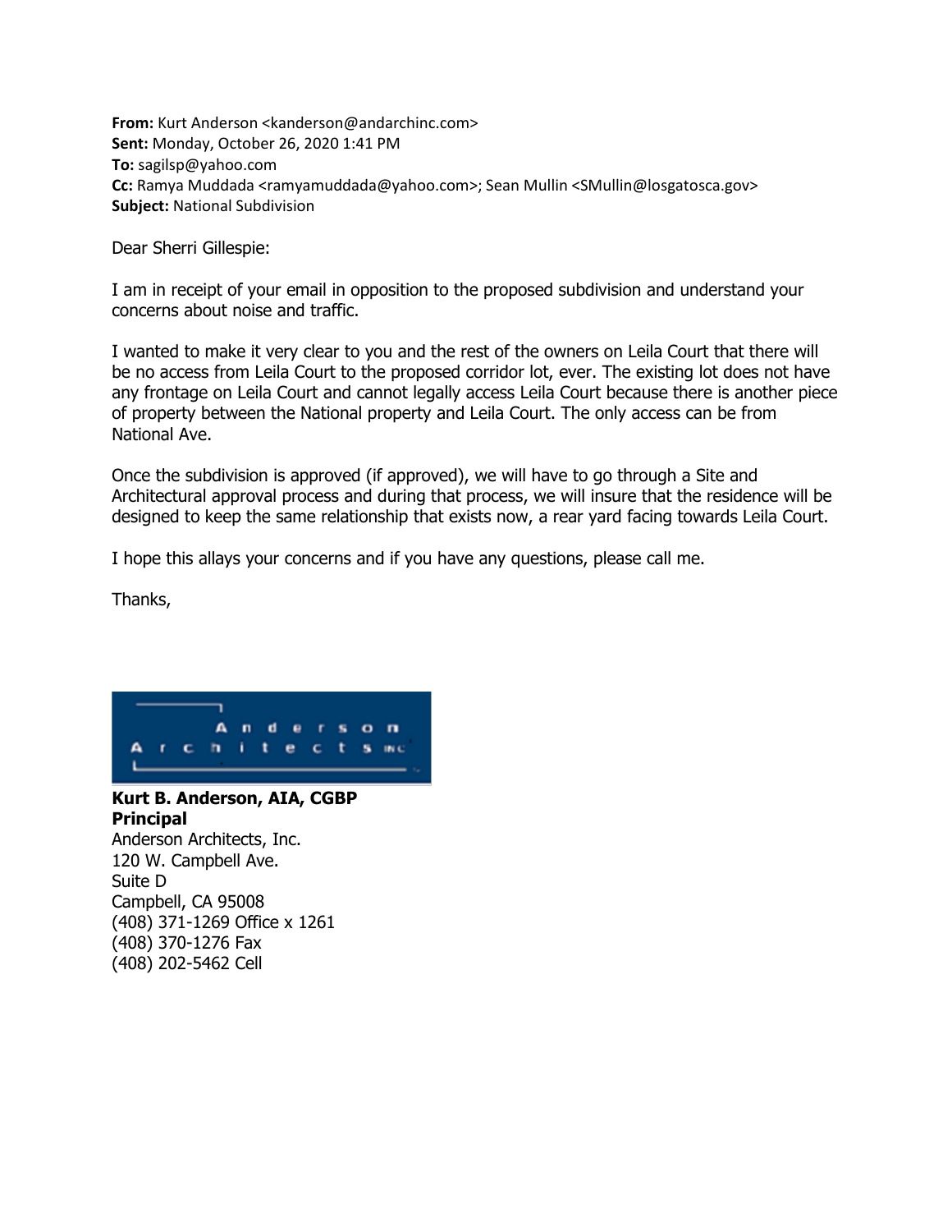**From:** Kurt Anderson <kanderson@andarchinc.com>
**Sent:** Monday, October 26, 2020 1:41 PM
**To:** sagilsp@yahoo.com
**Cc:** Ramya Muddada <ramyamuddada@yahoo.com>; Sean Mullin <SMullin@losgatosca.gov>
**Subject:** National Subdivision

Dear Sherri Gillespie:

I am in receipt of your email in opposition to the proposed subdivision and understand your concerns about noise and traffic.

I wanted to make it very clear to you and the rest of the owners on Leila Court that there will be no access from Leila Court to the proposed corridor lot, ever. The existing lot does not have any frontage on Leila Court and cannot legally access Leila Court because there is another piece of property between the National property and Leila Court. The only access can be from National Ave.

Once the subdivision is approved (if approved), we will have to go through a Site and Architectural approval process and during that process, we will insure that the residence will be designed to keep the same relationship that exists now, a rear yard facing towards Leila Court.

I hope this allays your concerns and if you have any questions, please call me.

Thanks,

Anderson Architects INC

**Kurt B. Anderson, AIA, CGBP**
**Principal**
Anderson Architects, Inc.
120 W. Campbell Ave.
Suite D
Campbell, CA 95008
(408) 371-1269 Office x 1261
(408) 370-1276 Fax
(408) 202-5462 Cell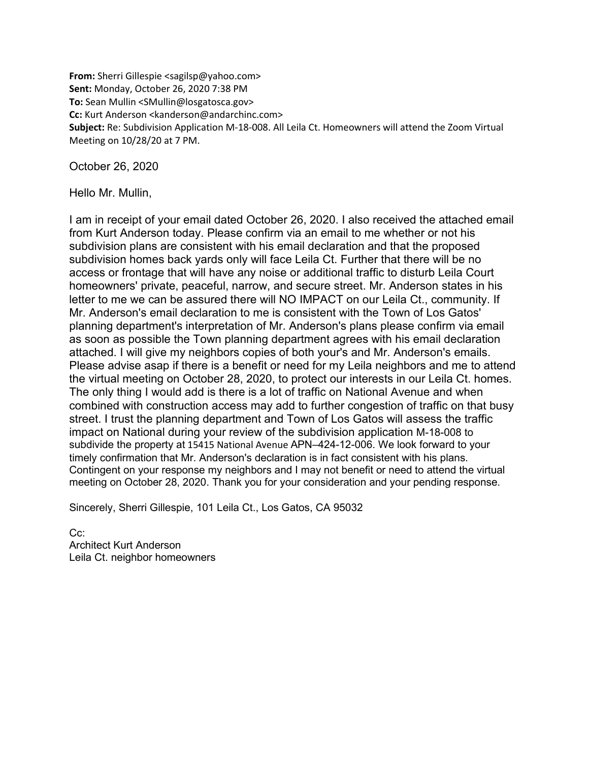**From:** Sherri Gillespie <sagilsp@yahoo.com>
**Sent:** Monday, October 26, 2020 7:38 PM
**To:** Sean Mullin <SMullin@losgatosca.gov>
**Cc:** Kurt Anderson <kanderson@andarchinc.com>
**Subject:** Re: Subdivision Application M-18-008. All Leila Ct. Homeowners will attend the Zoom Virtual Meeting on 10/28/20 at 7 PM.

October 26, 2020

Hello Mr. Mullin,

I am in receipt of your email dated October 26, 2020. I also received the attached email from Kurt Anderson today. Please confirm via an email to me whether or not his subdivision plans are consistent with his email declaration and that the proposed subdivision homes back yards only will face Leila Ct. Further that there will be no access or frontage that will have any noise or additional traffic to disturb Leila Court homeowners' private, peaceful, narrow, and secure street. Mr. Anderson states in his letter to me we can be assured there will NO IMPACT on our Leila Ct., community. If Mr. Anderson's email declaration to me is consistent with the Town of Los Gatos' planning department's interpretation of Mr. Anderson's plans please confirm via email as soon as possible the Town planning department agrees with his email declaration attached. I will give my neighbors copies of both your's and Mr. Anderson's emails. Please advise asap if there is a benefit or need for my Leila neighbors and me to attend the virtual meeting on October 28, 2020, to protect our interests in our Leila Ct. homes. The only thing I would add is there is a lot of traffic on National Avenue and when combined with construction access may add to further congestion of traffic on that busy street. I trust the planning department and Town of Los Gatos will assess the traffic impact on National during your review of the subdivision application M-18-008 to subdivide the property at 15415 National Avenue APN–424-12-006. We look forward to your timely confirmation that Mr. Anderson's declaration is in fact consistent with his plans. Contingent on your response my neighbors and I may not benefit or need to attend the virtual meeting on October 28, 2020. Thank you for your consideration and your pending response.

Sincerely, Sherri Gillespie, 101 Leila Ct., Los Gatos, CA 95032

Cc:
Architect Kurt Anderson
Leila Ct. neighbor homeowners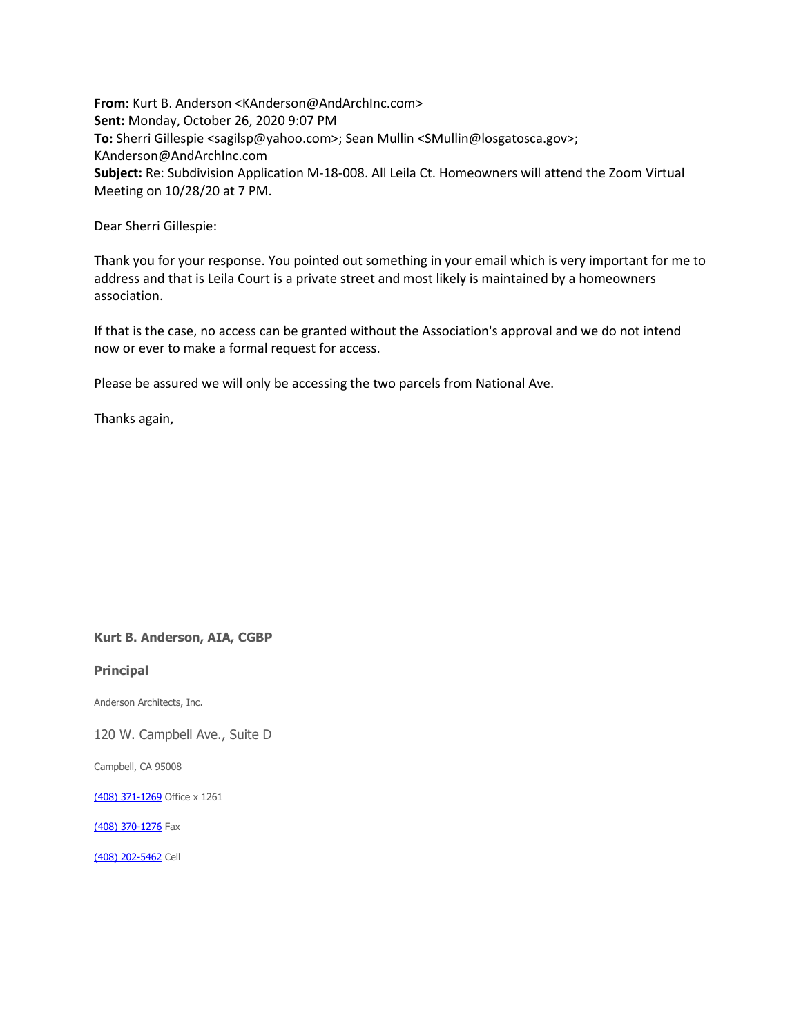**From:** Kurt B. Anderson <KAnderson@AndArchInc.com>
**Sent:** Monday, October 26, 2020 9:07 PM
**To:** Sherri Gillespie <sagilsp@yahoo.com>; Sean Mullin <SMullin@losgatosca.gov>; KAnderson@AndArchInc.com
**Subject:** Re: Subdivision Application M-18-008. All Leila Ct. Homeowners will attend the Zoom Virtual Meeting on 10/28/20 at 7 PM.

Dear Sherri Gillespie:

Thank you for your response. You pointed out something in your email which is very important for me to address and that is Leila Court is a private street and most likely is maintained by a homeowners association.

If that is the case, no access can be granted without the Association's approval and we do not intend now or ever to make a formal request for access.

Please be assured we will only be accessing the two parcels from National Ave.

Thanks again,

**Kurt B. Anderson, AIA, CGBP**

**Principal**

Anderson Architects, Inc.

120 W. Campbell Ave., Suite D

Campbell, CA 95008

(408) 371-1269 Office x 1261

(408) 370-1276 Fax

(408) 202-5462 Cell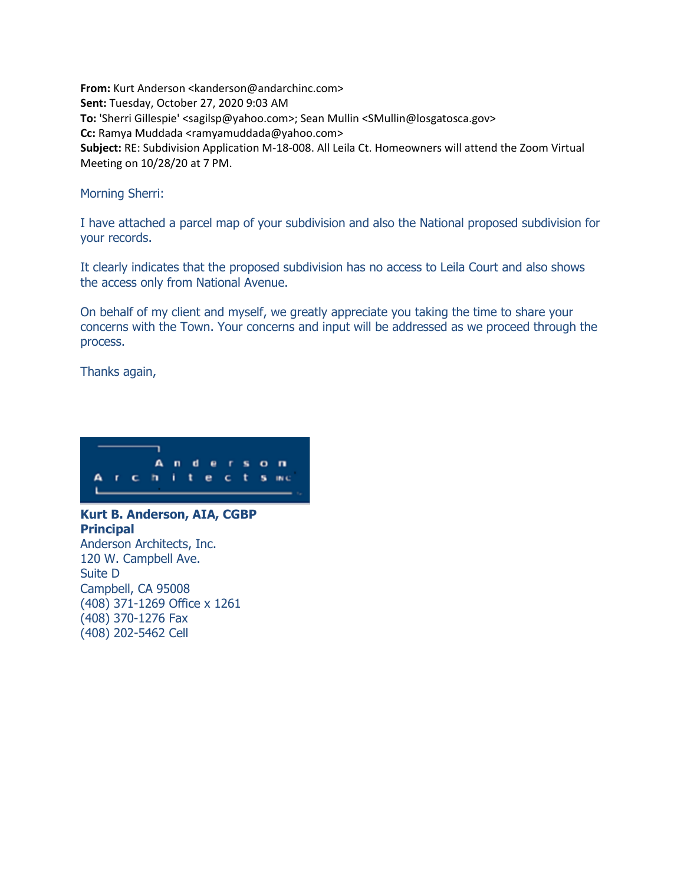**From:** Kurt Anderson <kanderson@andarchinc.com>
**Sent:** Tuesday, October 27, 2020 9:03 AM
**To:** 'Sherri Gillespie' <sagilsp@yahoo.com>; Sean Mullin <SMullin@losgatosca.gov>
**Cc:** Ramya Muddada <ramyamuddada@yahoo.com>
**Subject:** RE: Subdivision Application M-18-008. All Leila Ct. Homeowners will attend the Zoom Virtual Meeting on 10/28/20 at 7 PM.

Morning Sherri:

I have attached a parcel map of your subdivision and also the National proposed subdivision for your records.

It clearly indicates that the proposed subdivision has no access to Leila Court and also shows the access only from National Avenue.

On behalf of my client and myself, we greatly appreciate you taking the time to share your concerns with the Town. Your concerns and input will be addressed as we proceed through the process.

Thanks again,

Anderson Architects INC

**Kurt B. Anderson, AIA, CGBP**
**Principal**
Anderson Architects, Inc.
120 W. Campbell Ave.
Suite D
Campbell, CA 95008
(408) 371-1269 Office x 1261
(408) 370-1276 Fax
(408) 202-5462 Cell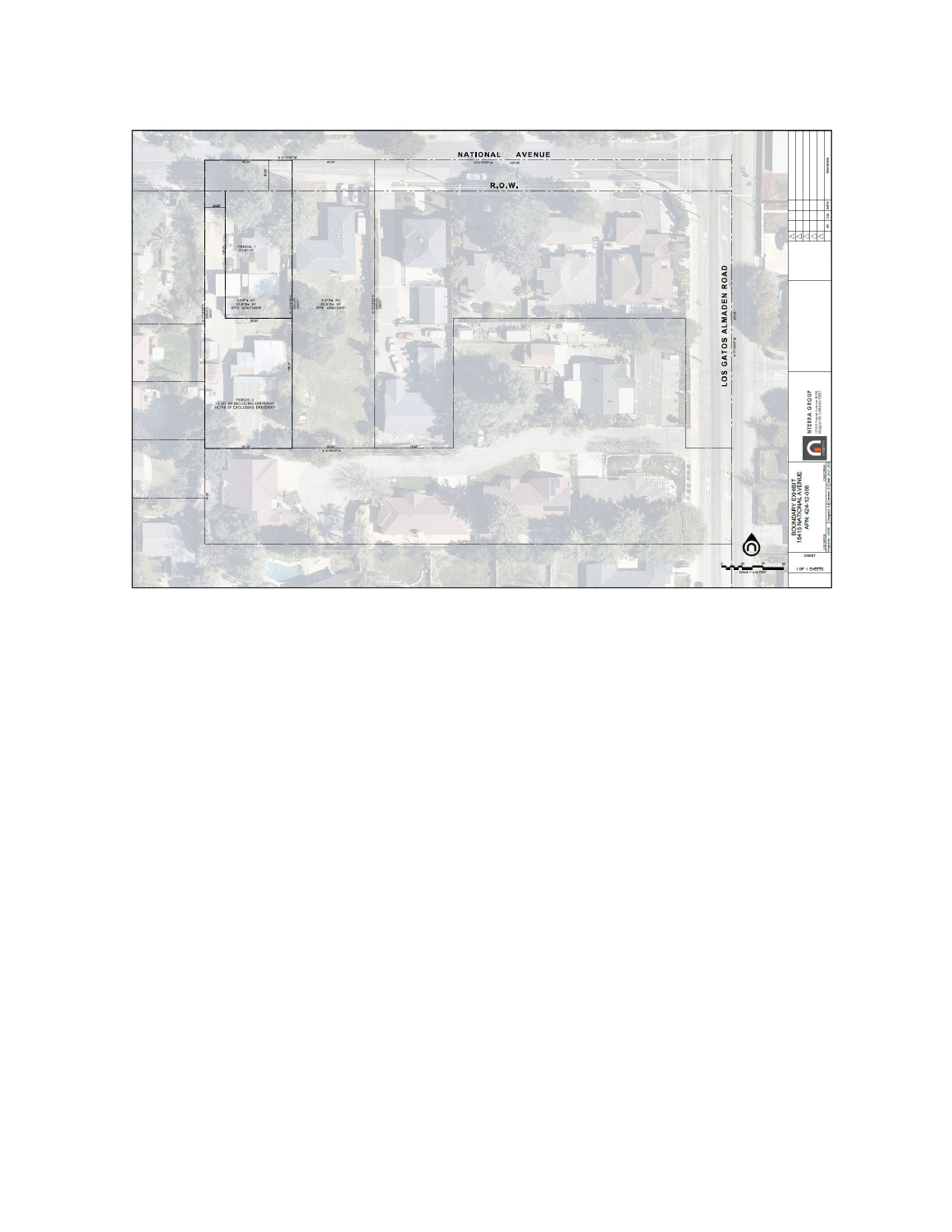NATIONAL AVENUE

R.O.W.

PARCEL 1
8,000 SF

0.517± AC
22,519± SF
APN: 424-12-006

0.518± AC
22,574± SF
APN: 424-12-007

PARCEL 2
13,157 SF INCLUDING DRIVEWAY
10,716 SF EXCLUDING DRIVEWAY

LOS GATOS ALMADEN ROAD

NTERRA GROUP

BOUNDARY EXHIBIT
15415 NATIONAL AVENUE
APN: 424-12-006

SCALE: 1" = 20 FEET

1 OF 1 SHEETS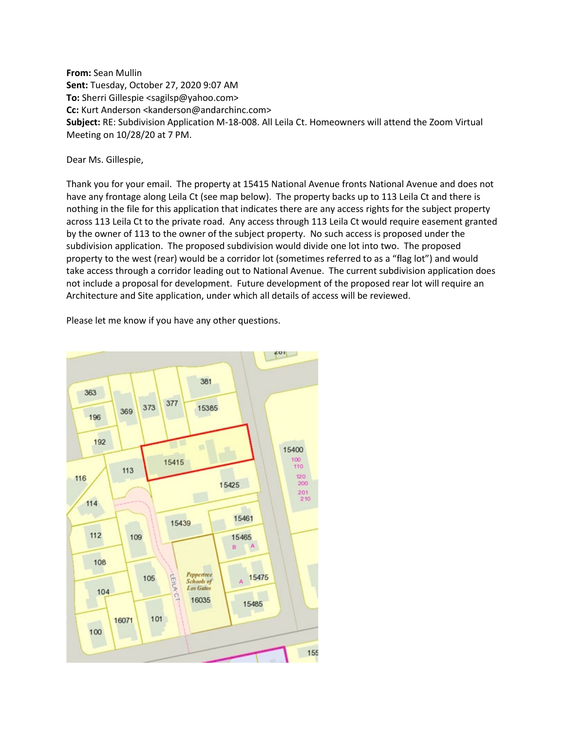**From:** Sean Mullin
**Sent:** Tuesday, October 27, 2020 9:07 AM
**To:** Sherri Gillespie <sagilsp@yahoo.com>
**Cc:** Kurt Anderson <kanderson@andarchinc.com>
**Subject:** RE: Subdivision Application M-18-008. All Leila Ct. Homeowners will attend the Zoom Virtual Meeting on 10/28/20 at 7 PM.

Dear Ms. Gillespie,

Thank you for your email. The property at 15415 National Avenue fronts National Avenue and does not have any frontage along Leila Ct (see map below). The property backs up to 113 Leila Ct and there is nothing in the file for this application that indicates there are any access rights for the subject property across 113 Leila Ct to the private road. Any access through 113 Leila Ct would require easement granted by the owner of 113 to the owner of the subject property. No such access is proposed under the subdivision application. The proposed subdivision would divide one lot into two. The proposed property to the west (rear) would be a corridor lot (sometimes referred to as a "flag lot") and would take access through a corridor leading out to National Avenue. The current subdivision application does not include a proposal for development. Future development of the proposed rear lot will require an Architecture and Site application, under which all details of access will be reviewed.

Please let me know if you have any other questions.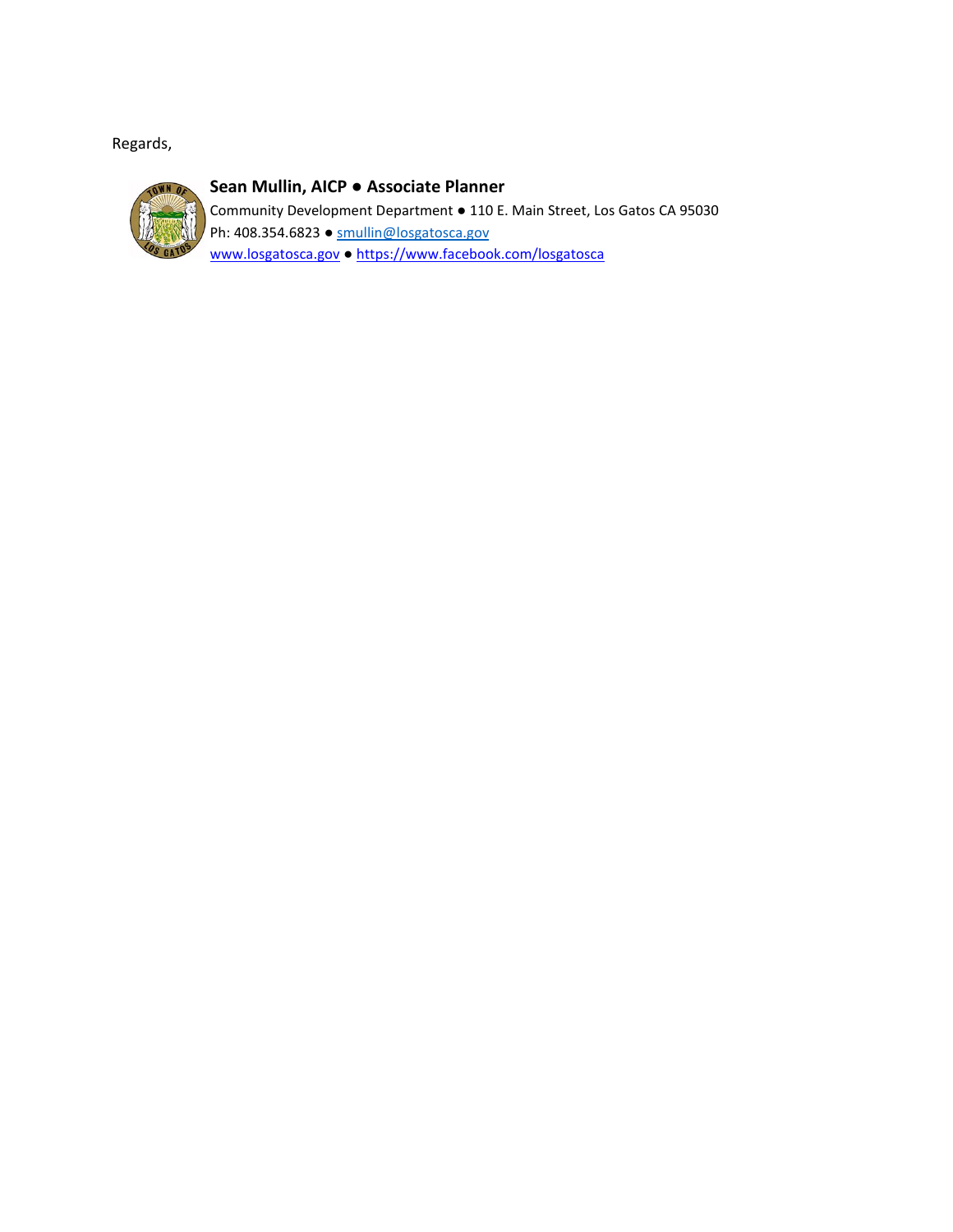Regards,

**Sean Mullin, AICP ● Associate Planner**
Community Development Department ● 110 E. Main Street, Los Gatos CA 95030
Ph: 408.354.6823 ● smullin@losgatosca.gov
www.losgatosca.gov ● https://www.facebook.com/losgatosca